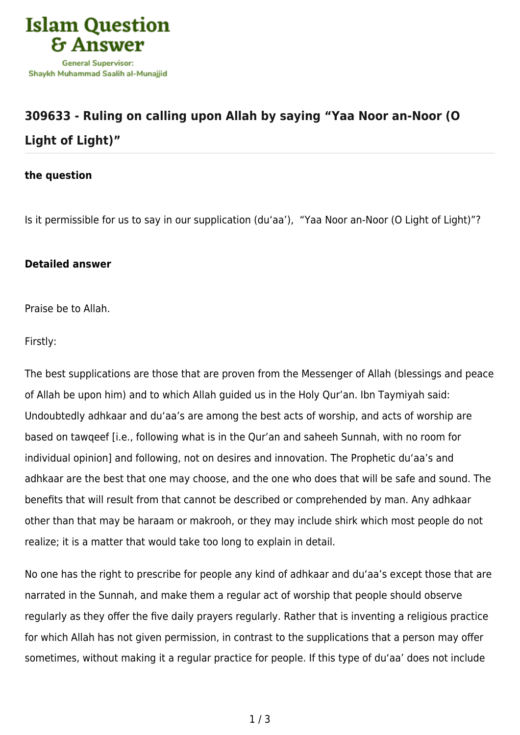Islam Question & Answer

General Supervisor: Shaykh Muhammad Saalih al-Munajjid

## 309633 - Ruling on calling upon Allah by saying "Yaa Noor an-Noor (O Light of Light)"

### the question

Is it permissible for us to say in our supplication (du'aa'), "Yaa Noor an-Noor (O Light of Light)"?

### Detailed answer

Praise be to Allah.

Firstly:

The best supplications are those that are proven from the Messenger of Allah (blessings and peace of Allah be upon him) and to which Allah guided us in the Holy Qur'an. Ibn Taymiyah said: Undoubtedly adhkaar and du'aa's are among the best acts of worship, and acts of worship are based on tawqeef [i.e., following what is in the Qur'an and saheeh Sunnah, with no room for individual opinion] and following, not on desires and innovation. The Prophetic du'aa's and adhkaar are the best that one may choose, and the one who does that will be safe and sound. The benefits that will result from that cannot be described or comprehended by man. Any adhkaar other than that may be haraam or makrooh, or they may include shirk which most people do not realize; it is a matter that would take too long to explain in detail.

No one has the right to prescribe for people any kind of adhkaar and du'aa's except those that are narrated in the Sunnah, and make them a regular act of worship that people should observe regularly as they offer the five daily prayers regularly. Rather that is inventing a religious practice for which Allah has not given permission, in contrast to the supplications that a person may offer sometimes, without making it a regular practice for people. If this type of du'aa' does not include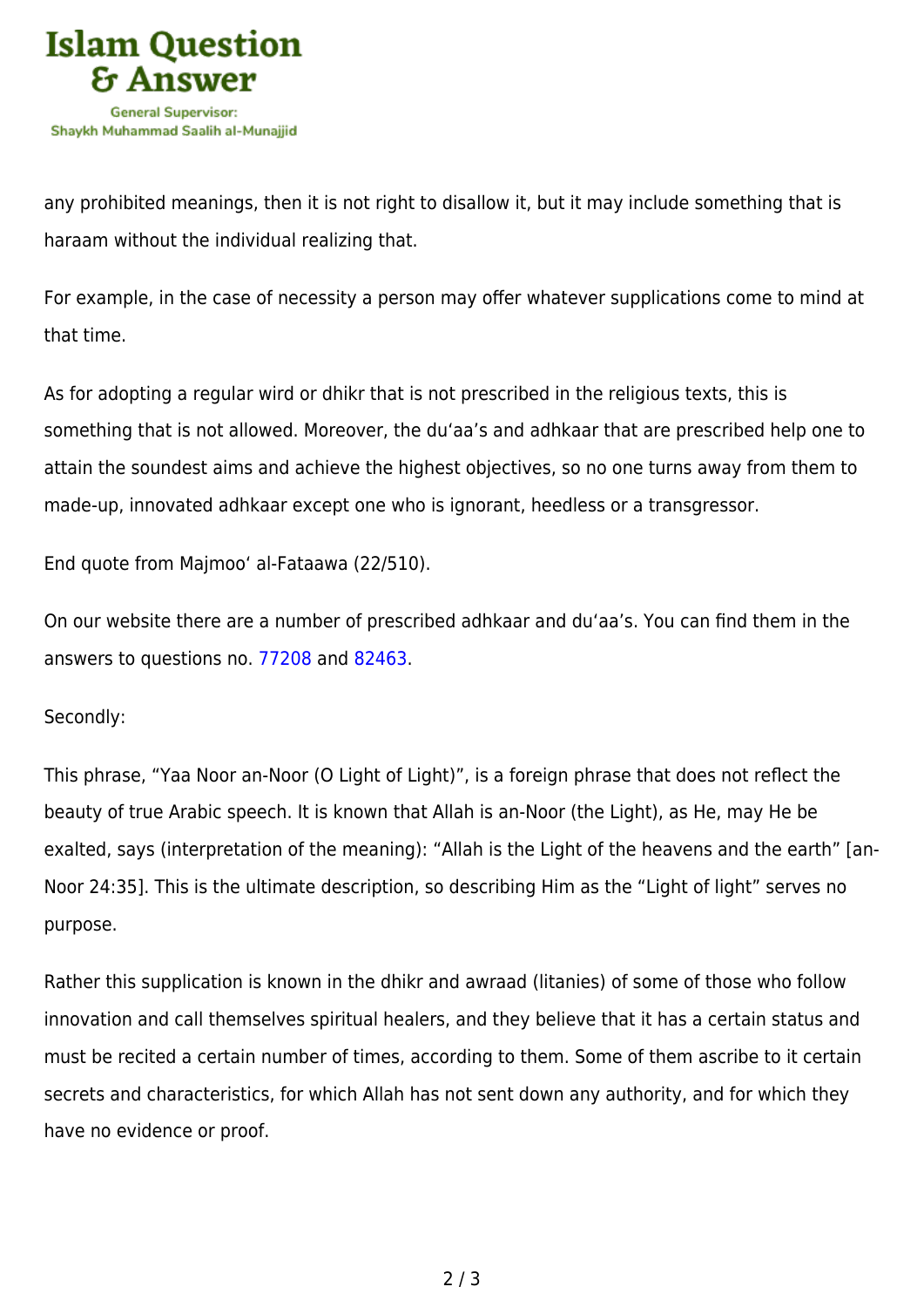any prohibited meanings, then it is not right to disallow it, but it may include something that is haraam without the individual realizing that.

For example, in the case of necessity a person may offer whatever supplications come to mind at that time.

As for adopting a regular wird or dhikr that is not prescribed in the religious texts, this is something that is not allowed. Moreover, the du'aa's and adhkaar that are prescribed help one to attain the soundest aims and achieve the highest objectives, so no one turns away from them to made-up, innovated adhkaar except one who is ignorant, heedless or a transgressor.

End quote from Majmoo' al-Fataawa (22/510).

On our website there are a number of prescribed adhkaar and du'aa's. You can find them in the answers to questions no. 77208 and 82463.

Secondly:

This phrase, "Yaa Noor an-Noor (O Light of Light)", is a foreign phrase that does not reflect the beauty of true Arabic speech. It is known that Allah is an-Noor (the Light), as He, may He be exalted, says (interpretation of the meaning): "Allah is the Light of the heavens and the earth" [an-Noor 24:35]. This is the ultimate description, so describing Him as the "Light of light" serves no purpose.

Rather this supplication is known in the dhikr and awraad (litanies) of some of those who follow innovation and call themselves spiritual healers, and they believe that it has a certain status and must be recited a certain number of times, according to them. Some of them ascribe to it certain secrets and characteristics, for which Allah has not sent down any authority, and for which they have no evidence or proof.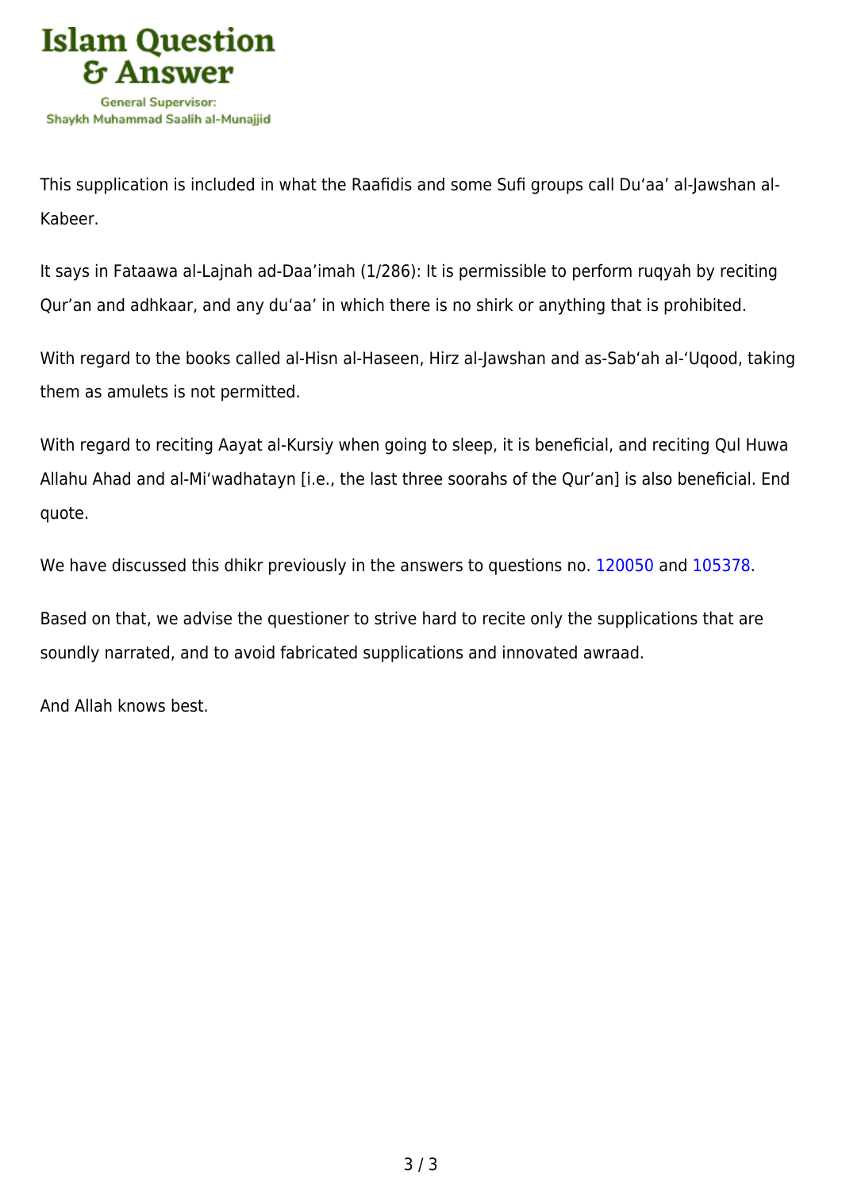This supplication is included in what the Raafidis and some Sufi groups call Du'aa' al-Jawshan al-Kabeer.

It says in Fataawa al-Lajnah ad-Daa'imah (1/286): It is permissible to perform ruqyah by reciting Qur'an and adhkaar, and any du'aa' in which there is no shirk or anything that is prohibited.

With regard to the books called al-Hisn al-Haseen, Hirz al-Jawshan and as-Sab'ah al-'Uqood, taking them as amulets is not permitted.

With regard to reciting Aayat al-Kursiy when going to sleep, it is beneficial, and reciting Qul Huwa Allahu Ahad and al-Mi'wadhatayn [i.e., the last three soorahs of the Qur'an] is also beneficial. End quote.

We have discussed this dhikr previously in the answers to questions no. 120050 and 105378.

Based on that, we advise the questioner to strive hard to recite only the supplications that are soundly narrated, and to avoid fabricated supplications and innovated awraad.

And Allah knows best.